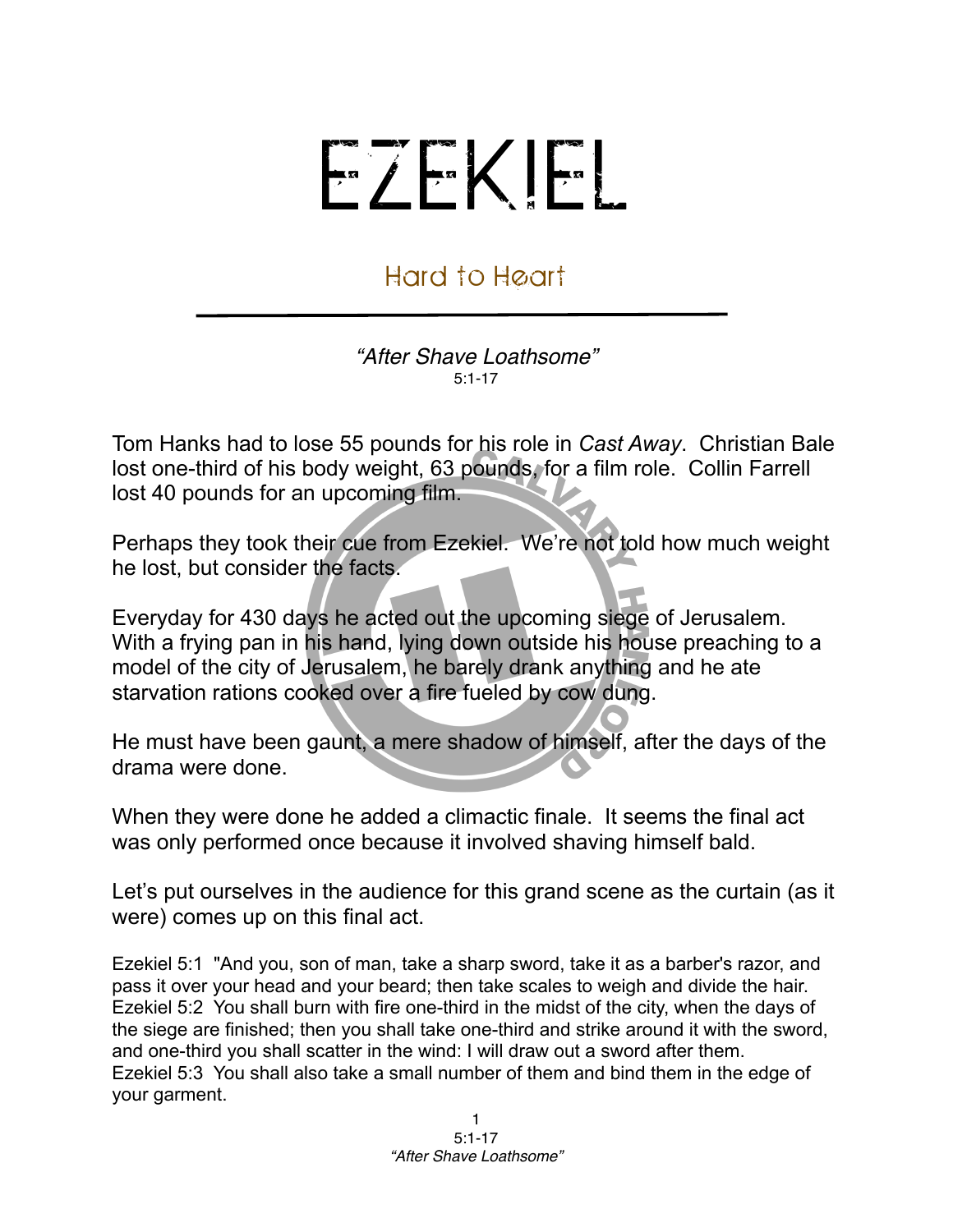# EZEKIEL

## Hard to Heart

*"After Shave Loathsome"*
5:1-17

Tom Hanks had to lose 55 pounds for his role in *Cast Away*. Christian Bale lost one-third of his body weight, 63 pounds, for a film role. Collin Farrell lost 40 pounds for an upcoming film.

Perhaps they took their cue from Ezekiel. We're not told how much weight he lost, but consider the facts.

Everyday for 430 days he acted out the upcoming siege of Jerusalem. With a frying pan in his hand, lying down outside his house preaching to a model of the city of Jerusalem, he barely drank anything and he ate starvation rations cooked over a fire fueled by cow dung.

He must have been gaunt, a mere shadow of himself, after the days of the drama were done.

When they were done he added a climactic finale. It seems the final act was only performed once because it involved shaving himself bald.

Let's put ourselves in the audience for this grand scene as the curtain (as it were) comes up on this final act.

Ezekiel 5:1 "And you, son of man, take a sharp sword, take it as a barber's razor, and pass it over your head and your beard; then take scales to weigh and divide the hair.
Ezekiel 5:2 You shall burn with fire one-third in the midst of the city, when the days of the siege are finished; then you shall take one-third and strike around it with the sword, and one-third you shall scatter in the wind: I will draw out a sword after them.
Ezekiel 5:3 You shall also take a small number of them and bind them in the edge of your garment.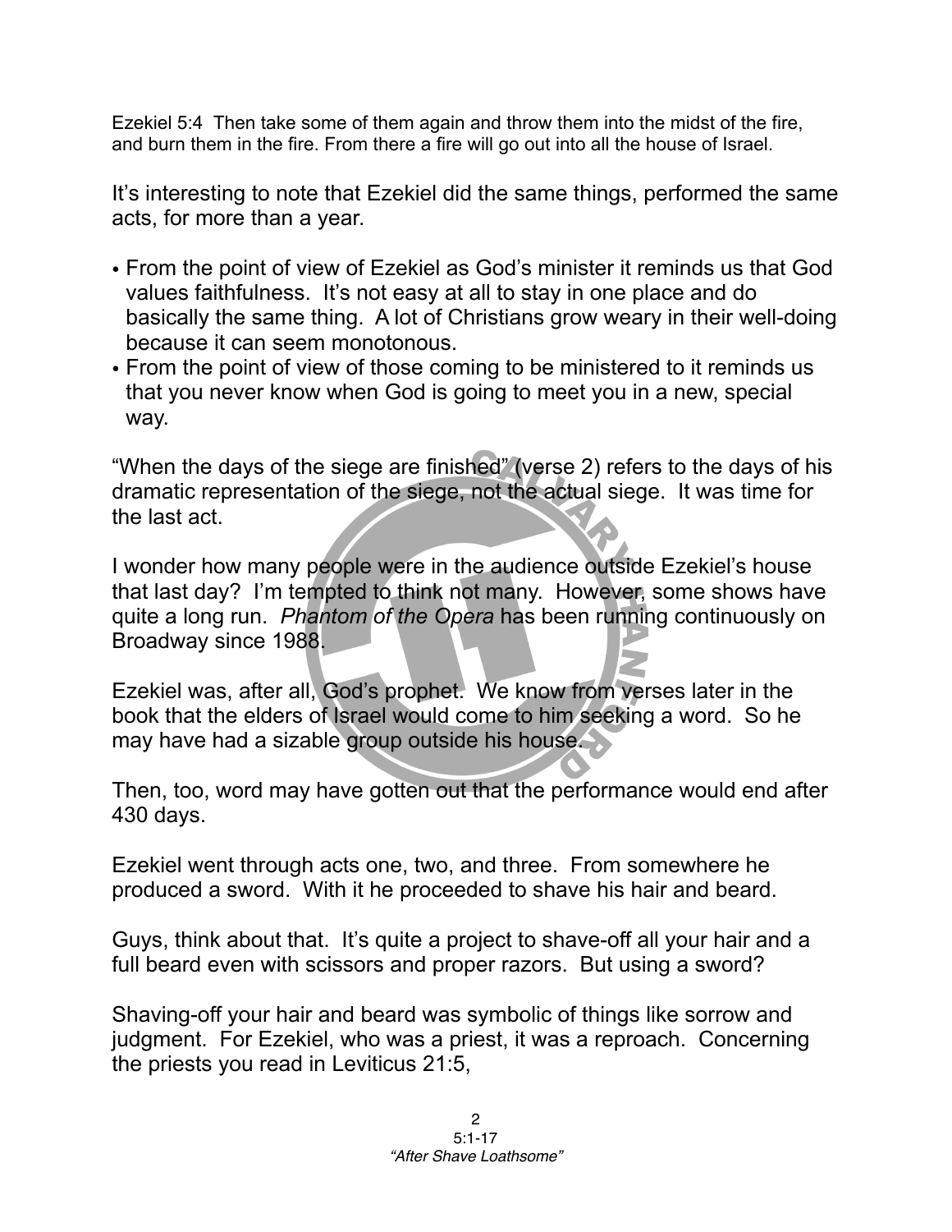Ezekiel 5:4 Then take some of them again and throw them into the midst of the fire, and burn them in the fire. From there a fire will go out into all the house of Israel.

It's interesting to note that Ezekiel did the same things, performed the same acts, for more than a year.

- From the point of view of Ezekiel as God's minister it reminds us that God values faithfulness. It's not easy at all to stay in one place and do basically the same thing. A lot of Christians grow weary in their well-doing because it can seem monotonous.
- From the point of view of those coming to be ministered to it reminds us that you never know when God is going to meet you in a new, special way.

"When the days of the siege are finished" (verse 2) refers to the days of his dramatic representation of the siege, not the actual siege. It was time for the last act.

I wonder how many people were in the audience outside Ezekiel's house that last day? I'm tempted to think not many. However, some shows have quite a long run. *Phantom of the Opera* has been running continuously on Broadway since 1988.

Ezekiel was, after all, God's prophet. We know from verses later in the book that the elders of Israel would come to him seeking a word. So he may have had a sizable group outside his house.

Then, too, word may have gotten out that the performance would end after 430 days.

Ezekiel went through acts one, two, and three. From somewhere he produced a sword. With it he proceeded to shave his hair and beard.

Guys, think about that. It's quite a project to shave-off all your hair and a full beard even with scissors and proper razors. But using a sword?

Shaving-off your hair and beard was symbolic of things like sorrow and judgment. For Ezekiel, who was a priest, it was a reproach. Concerning the priests you read in Leviticus 21:5,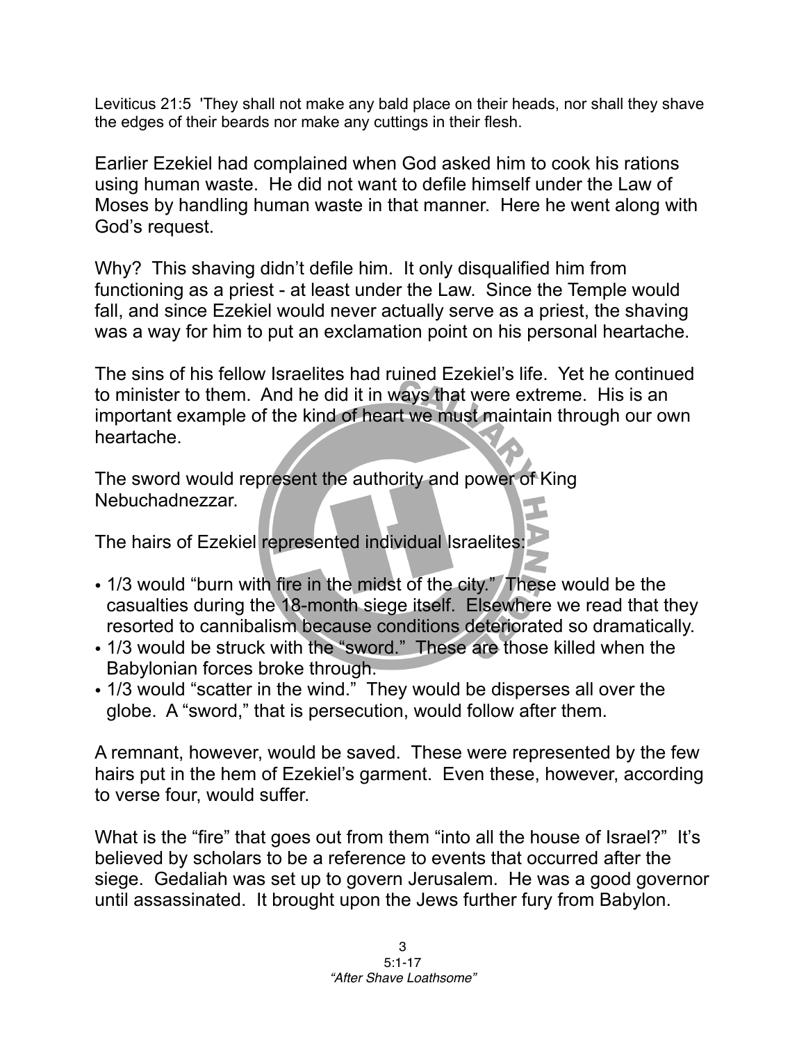Leviticus 21:5 'They shall not make any bald place on their heads, nor shall they shave the edges of their beards nor make any cuttings in their flesh.

Earlier Ezekiel had complained when God asked him to cook his rations using human waste. He did not want to defile himself under the Law of Moses by handling human waste in that manner. Here he went along with God's request.

Why? This shaving didn't defile him. It only disqualified him from functioning as a priest - at least under the Law. Since the Temple would fall, and since Ezekiel would never actually serve as a priest, the shaving was a way for him to put an exclamation point on his personal heartache.

The sins of his fellow Israelites had ruined Ezekiel's life. Yet he continued to minister to them. And he did it in ways that were extreme. His is an important example of the kind of heart we must maintain through our own heartache.

The sword would represent the authority and power of King Nebuchadnezzar.

The hairs of Ezekiel represented individual Israelites:

- 1/3 would "burn with fire in the midst of the city." These would be the casualties during the 18-month siege itself. Elsewhere we read that they resorted to cannibalism because conditions deteriorated so dramatically.
- 1/3 would be struck with the "sword." These are those killed when the Babylonian forces broke through.
- 1/3 would "scatter in the wind." They would be disperses all over the globe. A "sword," that is persecution, would follow after them.

A remnant, however, would be saved. These were represented by the few hairs put in the hem of Ezekiel's garment. Even these, however, according to verse four, would suffer.

What is the "fire" that goes out from them "into all the house of Israel?" It's believed by scholars to be a reference to events that occurred after the siege. Gedaliah was set up to govern Jerusalem. He was a good governor until assassinated. It brought upon the Jews further fury from Babylon.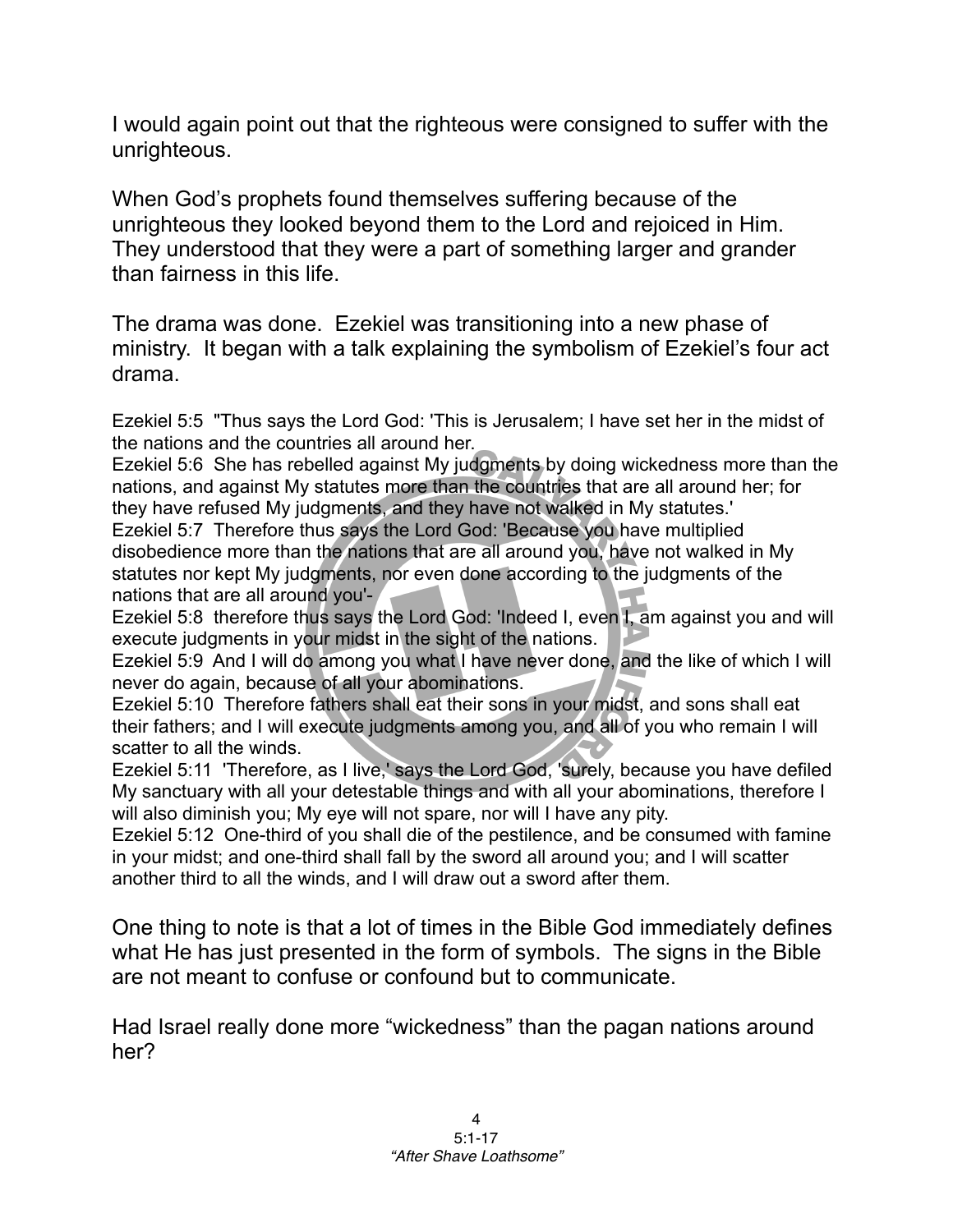I would again point out that the righteous were consigned to suffer with the unrighteous.

When God's prophets found themselves suffering because of the unrighteous they looked beyond them to the Lord and rejoiced in Him. They understood that they were a part of something larger and grander than fairness in this life.

The drama was done. Ezekiel was transitioning into a new phase of ministry. It began with a talk explaining the symbolism of Ezekiel's four act drama.

Ezekiel 5:5 "Thus says the Lord God: 'This is Jerusalem; I have set her in the midst of the nations and the countries all around her.
Ezekiel 5:6 She has rebelled against My judgments by doing wickedness more than the nations, and against My statutes more than the countries that are all around her; for they have refused My judgments, and they have not walked in My statutes.'
Ezekiel 5:7 Therefore thus says the Lord God: 'Because you have multiplied disobedience more than the nations that are all around you, have not walked in My statutes nor kept My judgments, nor even done according to the judgments of the nations that are all around you'-
Ezekiel 5:8 therefore thus says the Lord God: 'Indeed I, even I, am against you and will execute judgments in your midst in the sight of the nations.
Ezekiel 5:9 And I will do among you what I have never done, and the like of which I will never do again, because of all your abominations.
Ezekiel 5:10 Therefore fathers shall eat their sons in your midst, and sons shall eat their fathers; and I will execute judgments among you, and all of you who remain I will scatter to all the winds.
Ezekiel 5:11 'Therefore, as I live,' says the Lord God, 'surely, because you have defiled My sanctuary with all your detestable things and with all your abominations, therefore I will also diminish you; My eye will not spare, nor will I have any pity.
Ezekiel 5:12 One-third of you shall die of the pestilence, and be consumed with famine in your midst; and one-third shall fall by the sword all around you; and I will scatter another third to all the winds, and I will draw out a sword after them.

One thing to note is that a lot of times in the Bible God immediately defines what He has just presented in the form of symbols. The signs in the Bible are not meant to confuse or confound but to communicate.

Had Israel really done more "wickedness" than the pagan nations around her?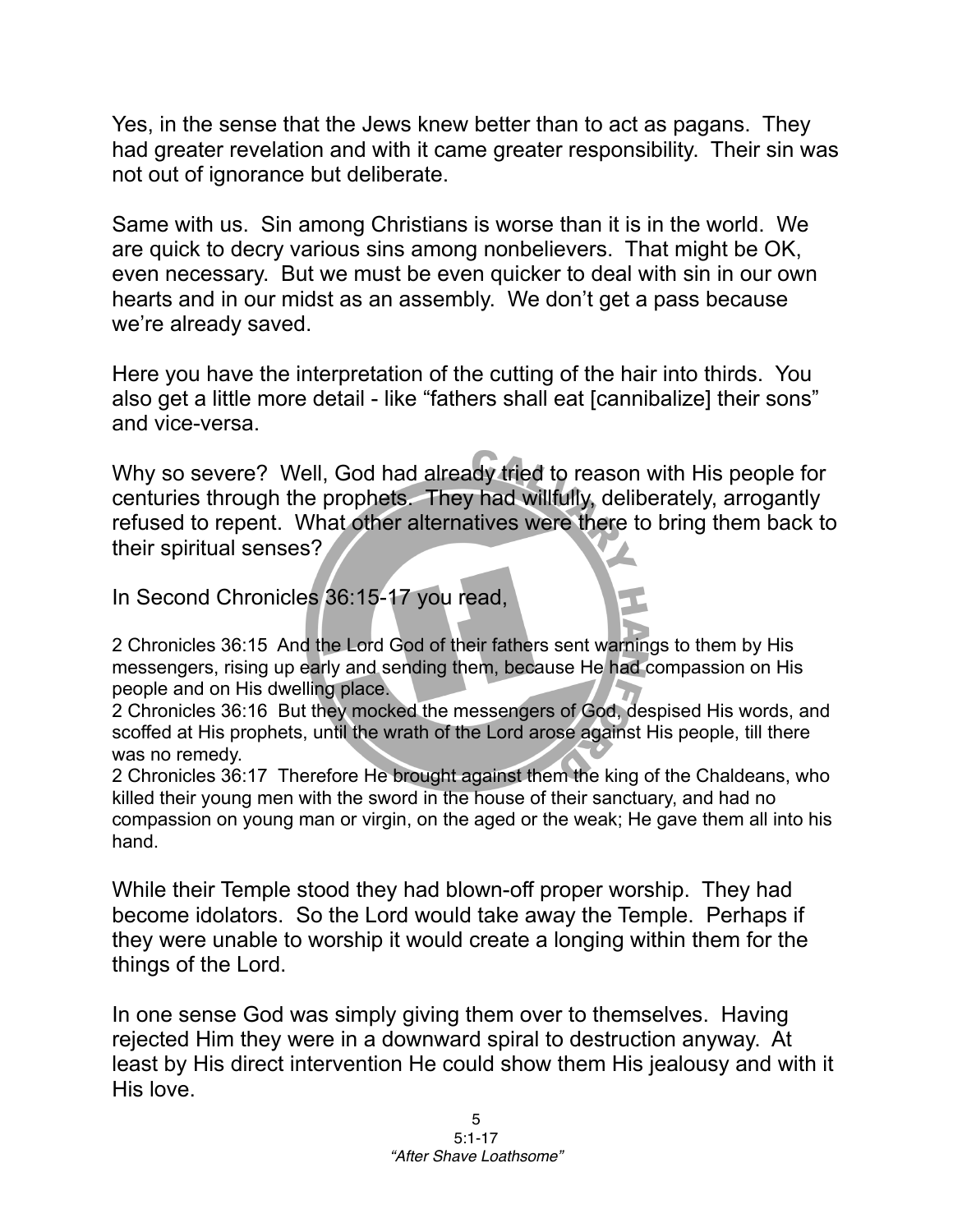Yes, in the sense that the Jews knew better than to act as pagans. They had greater revelation and with it came greater responsibility. Their sin was not out of ignorance but deliberate.

Same with us. Sin among Christians is worse than it is in the world. We are quick to decry various sins among nonbelievers. That might be OK, even necessary. But we must be even quicker to deal with sin in our own hearts and in our midst as an assembly. We don't get a pass because we're already saved.

Here you have the interpretation of the cutting of the hair into thirds. You also get a little more detail - like "fathers shall eat [cannibalize] their sons" and vice-versa.

Why so severe? Well, God had already tried to reason with His people for centuries through the prophets. They had willfully, deliberately, arrogantly refused to repent. What other alternatives were there to bring them back to their spiritual senses?

In Second Chronicles 36:15-17 you read,

2 Chronicles 36:15 And the Lord God of their fathers sent warnings to them by His messengers, rising up early and sending them, because He had compassion on His people and on His dwelling place.
2 Chronicles 36:16 But they mocked the messengers of God, despised His words, and scoffed at His prophets, until the wrath of the Lord arose against His people, till there was no remedy.
2 Chronicles 36:17 Therefore He brought against them the king of the Chaldeans, who killed their young men with the sword in the house of their sanctuary, and had no compassion on young man or virgin, on the aged or the weak; He gave them all into his hand.

While their Temple stood they had blown-off proper worship. They had become idolators. So the Lord would take away the Temple. Perhaps if they were unable to worship it would create a longing within them for the things of the Lord.

In one sense God was simply giving them over to themselves. Having rejected Him they were in a downward spiral to destruction anyway. At least by His direct intervention He could show them His jealousy and with it His love.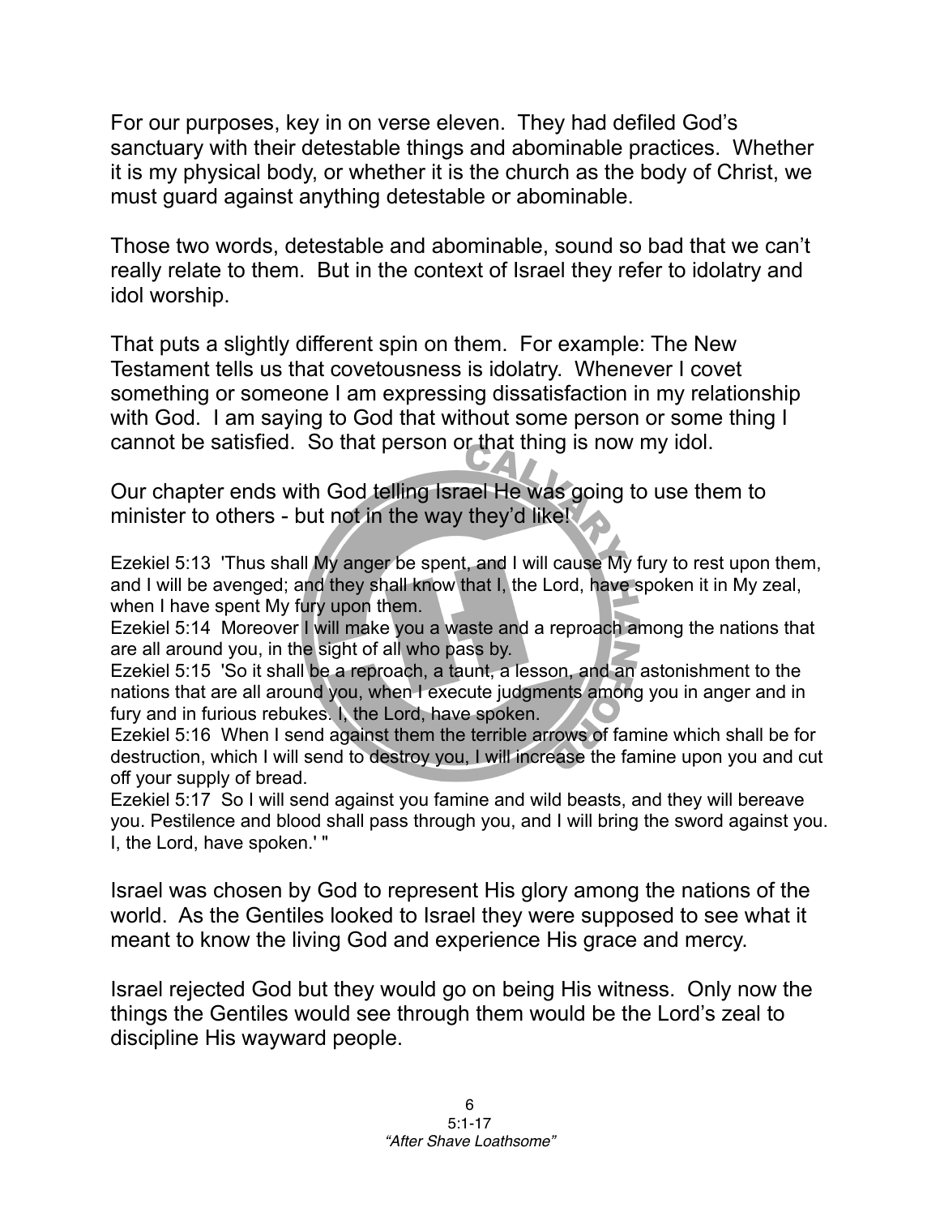For our purposes, key in on verse eleven. They had defiled God's sanctuary with their detestable things and abominable practices. Whether it is my physical body, or whether it is the church as the body of Christ, we must guard against anything detestable or abominable.

Those two words, detestable and abominable, sound so bad that we can't really relate to them. But in the context of Israel they refer to idolatry and idol worship.

That puts a slightly different spin on them. For example: The New Testament tells us that covetousness is idolatry. Whenever I covet something or someone I am expressing dissatisfaction in my relationship with God. I am saying to God that without some person or some thing I cannot be satisfied. So that person or that thing is now my idol.

Our chapter ends with God telling Israel He was going to use them to minister to others - but not in the way they'd like!

Ezekiel 5:13 'Thus shall My anger be spent, and I will cause My fury to rest upon them, and I will be avenged; and they shall know that I, the Lord, have spoken it in My zeal, when I have spent My fury upon them.
Ezekiel 5:14 Moreover I will make you a waste and a reproach among the nations that are all around you, in the sight of all who pass by.
Ezekiel 5:15 'So it shall be a reproach, a taunt, a lesson, and an astonishment to the nations that are all around you, when I execute judgments among you in anger and in fury and in furious rebukes. I, the Lord, have spoken.
Ezekiel 5:16 When I send against them the terrible arrows of famine which shall be for destruction, which I will send to destroy you, I will increase the famine upon you and cut off your supply of bread.
Ezekiel 5:17 So I will send against you famine and wild beasts, and they will bereave you. Pestilence and blood shall pass through you, and I will bring the sword against you. I, the Lord, have spoken.' "

Israel was chosen by God to represent His glory among the nations of the world. As the Gentiles looked to Israel they were supposed to see what it meant to know the living God and experience His grace and mercy.

Israel rejected God but they would go on being His witness. Only now the things the Gentiles would see through them would be the Lord's zeal to discipline His wayward people.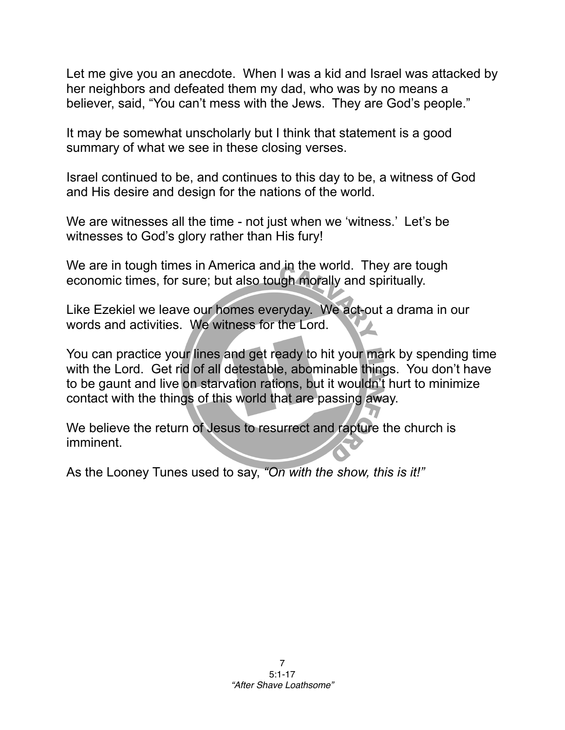Let me give you an anecdote. When I was a kid and Israel was attacked by her neighbors and defeated them my dad, who was by no means a believer, said, "You can't mess with the Jews. They are God's people."

It may be somewhat unscholarly but I think that statement is a good summary of what we see in these closing verses.

Israel continued to be, and continues to this day to be, a witness of God and His desire and design for the nations of the world.

We are witnesses all the time - not just when we 'witness.' Let's be witnesses to God's glory rather than His fury!

We are in tough times in America and in the world. They are tough economic times, for sure; but also tough morally and spiritually.

Like Ezekiel we leave our homes everyday. We act-out a drama in our words and activities. We witness for the Lord.

You can practice your lines and get ready to hit your mark by spending time with the Lord. Get rid of all detestable, abominable things. You don't have to be gaunt and live on starvation rations, but it wouldn't hurt to minimize contact with the things of this world that are passing away.

We believe the return of Jesus to resurrect and rapture the church is imminent.

As the Looney Tunes used to say, *"On with the show, this is it!"*